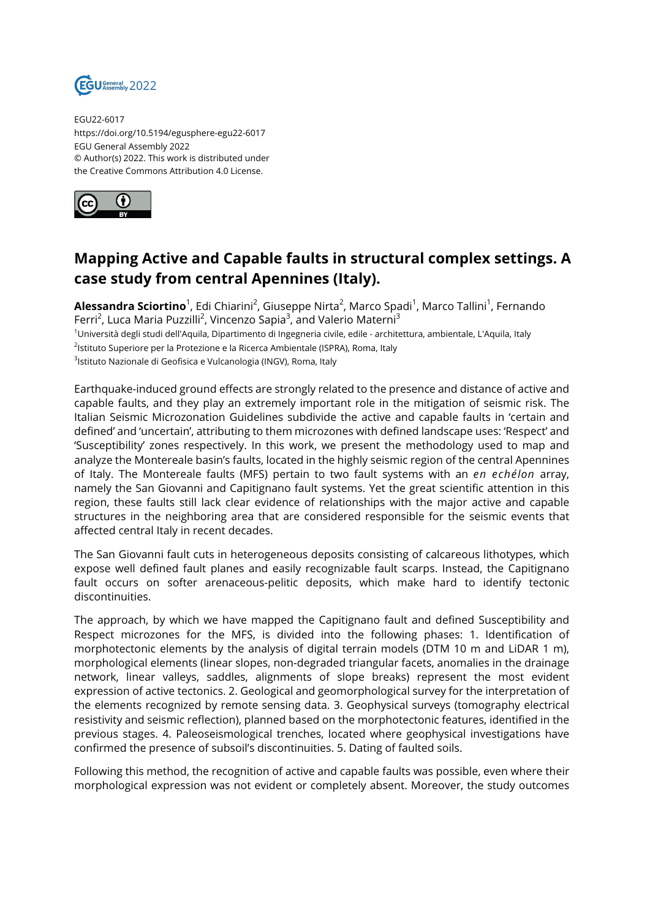EGU22-6017
https://doi.org/10.5194/egusphere-egu22-6017
EGU General Assembly 2022
© Author(s) 2022. This work is distributed under the Creative Commons Attribution 4.0 License.

# Mapping Active and Capable faults in structural complex settings. A case study from central Apennines (Italy).

**Alessandra Sciortino**[1], Edi Chiarini[2], Giuseppe Nirta[2], Marco Spadi[1], Marco Tallini[1], Fernando Ferri[2], Luca Maria Puzzilli[2], Vincenzo Sapia[3], and Valerio Materni[3]

[1]Università degli studi dell'Aquila, Dipartimento di Ingegneria civile, edile - architettura, ambientale, L'Aquila, Italy
[2]Istituto Superiore per la Protezione e la Ricerca Ambientale (ISPRA), Roma, Italy
[3]Istituto Nazionale di Geofisica e Vulcanologia (INGV), Roma, Italy

Earthquake-induced ground effects are strongly related to the presence and distance of active and capable faults, and they play an extremely important role in the mitigation of seismic risk. The Italian Seismic Microzonation Guidelines subdivide the active and capable faults in 'certain and defined' and 'uncertain', attributing to them microzones with defined landscape uses: 'Respect' and 'Susceptibility' zones respectively. In this work, we present the methodology used to map and analyze the Montereale basin's faults, located in the highly seismic region of the central Apennines of Italy. The Montereale faults (MFS) pertain to two fault systems with an *en echélon* array, namely the San Giovanni and Capitignano fault systems. Yet the great scientific attention in this region, these faults still lack clear evidence of relationships with the major active and capable structures in the neighboring area that are considered responsible for the seismic events that affected central Italy in recent decades.

The San Giovanni fault cuts in heterogeneous deposits consisting of calcareous lithotypes, which expose well defined fault planes and easily recognizable fault scarps. Instead, the Capitignano fault occurs on softer arenaceous-pelitic deposits, which make hard to identify tectonic discontinuities.

The approach, by which we have mapped the Capitignano fault and defined Susceptibility and Respect microzones for the MFS, is divided into the following phases: 1. Identification of morphotectonic elements by the analysis of digital terrain models (DTM 10 m and LiDAR 1 m), morphological elements (linear slopes, non-degraded triangular facets, anomalies in the drainage network, linear valleys, saddles, alignments of slope breaks) represent the most evident expression of active tectonics. 2. Geological and geomorphological survey for the interpretation of the elements recognized by remote sensing data. 3. Geophysical surveys (tomography electrical resistivity and seismic reflection), planned based on the morphotectonic features, identified in the previous stages. 4. Paleoseismological trenches, located where geophysical investigations have confirmed the presence of subsoil's discontinuities. 5. Dating of faulted soils.

Following this method, the recognition of active and capable faults was possible, even where their morphological expression was not evident or completely absent. Moreover, the study outcomes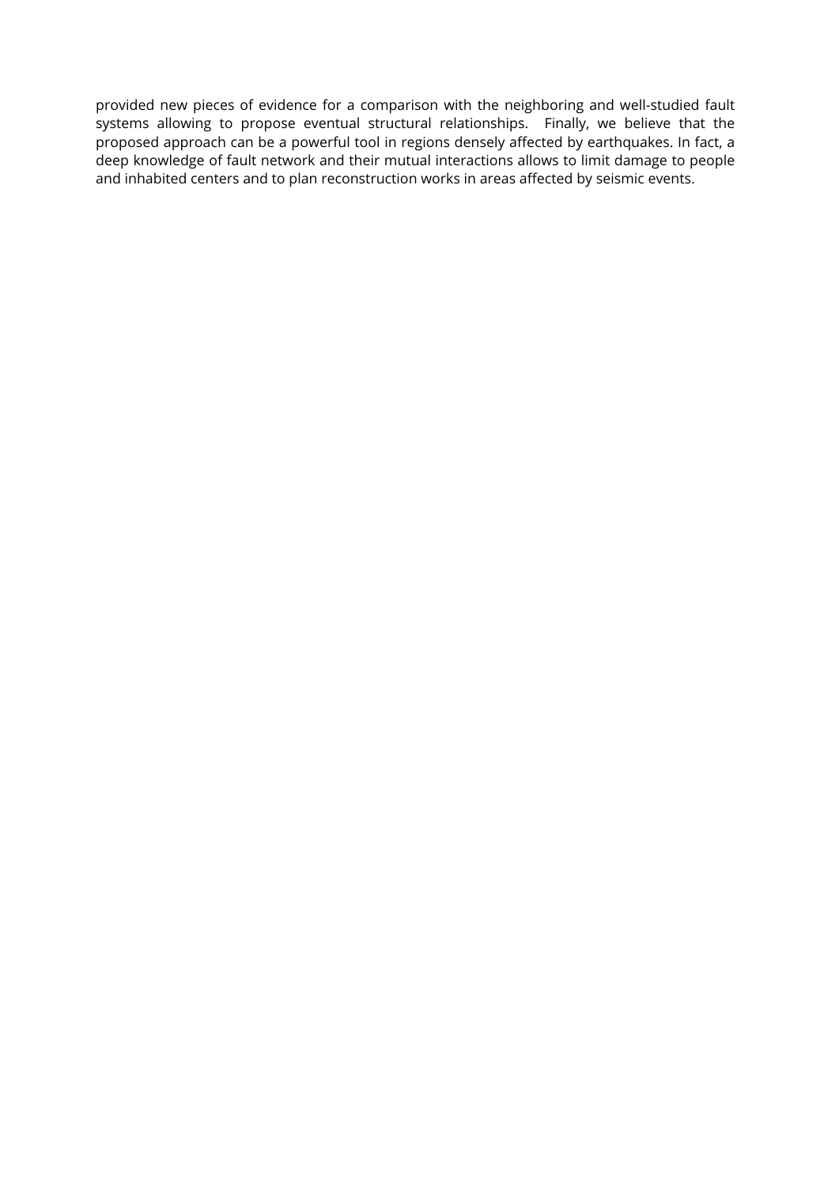provided new pieces of evidence for a comparison with the neighboring and well-studied fault systems allowing to propose eventual structural relationships. Finally, we believe that the proposed approach can be a powerful tool in regions densely affected by earthquakes. In fact, a deep knowledge of fault network and their mutual interactions allows to limit damage to people and inhabited centers and to plan reconstruction works in areas affected by seismic events.